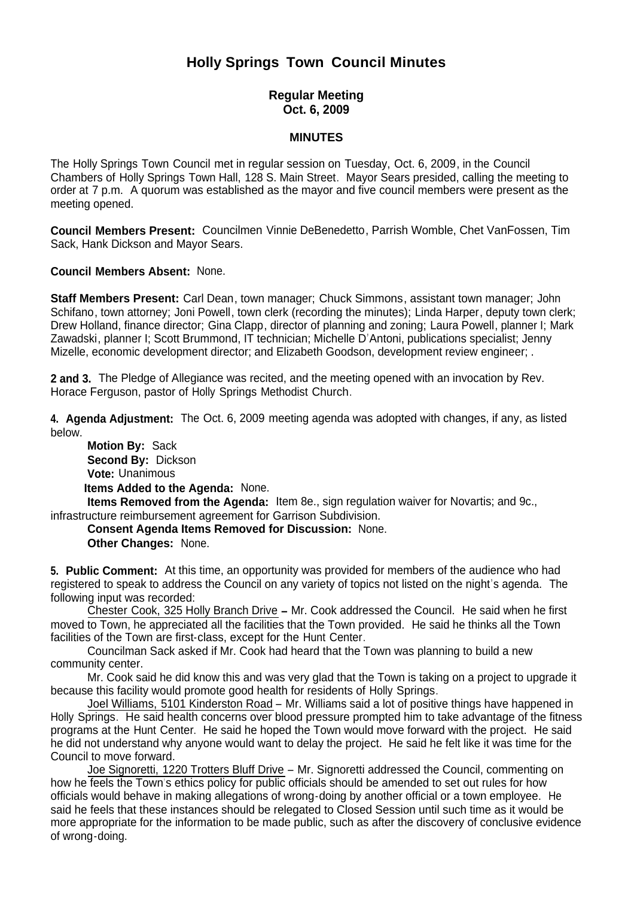# Holly Springs Town Council Minutes

### Regular Meeting
### Oct. 6, 2009

### MINUTES

The Holly Springs Town Council met in regular session on Tuesday, Oct. 6, 2009, in the Council Chambers of Holly Springs Town Hall, 128 S. Main Street. Mayor Sears presided, calling the meeting to order at 7 p.m. A quorum was established as the mayor and five council members were present as the meeting opened.

**Council Members Present:** Councilmen Vinnie DeBenedetto, Parrish Womble, Chet VanFossen, Tim Sack, Hank Dickson and Mayor Sears.

**Council Members Absent:** None.

**Staff Members Present:** Carl Dean, town manager; Chuck Simmons, assistant town manager; John Schifano, town attorney; Joni Powell, town clerk (recording the minutes); Linda Harper, deputy town clerk; Drew Holland, finance director; Gina Clapp, director of planning and zoning; Laura Powell, planner I; Mark Zawadski, planner I; Scott Brummond, IT technician; Michelle D'Antoni, publications specialist; Jenny Mizelle, economic development director; and Elizabeth Goodson, development review engineer; .

**2 and 3.** The Pledge of Allegiance was recited, and the meeting opened with an invocation by Rev. Horace Ferguson, pastor of Holly Springs Methodist Church.

**4. Agenda Adjustment:** The Oct. 6, 2009 meeting agenda was adopted with changes, if any, as listed below.

**Motion By:** Sack
**Second By:** Dickson
**Vote:** Unanimous
**Items Added to the Agenda:** None.
**Items Removed from the Agenda:** Item 8e., sign regulation waiver for Novartis; and 9c., infrastructure reimbursement agreement for Garrison Subdivision.
**Consent Agenda Items Removed for Discussion:** None.
**Other Changes:** None.

**5. Public Comment:** At this time, an opportunity was provided for members of the audience who had registered to speak to address the Council on any variety of topics not listed on the night's agenda. The following input was recorded:

Chester Cook, 325 Holly Branch Drive – Mr. Cook addressed the Council. He said when he first moved to Town, he appreciated all the facilities that the Town provided. He said he thinks all the Town facilities of the Town are first-class, except for the Hunt Center.

Councilman Sack asked if Mr. Cook had heard that the Town was planning to build a new community center.

Mr. Cook said he did know this and was very glad that the Town is taking on a project to upgrade it because this facility would promote good health for residents of Holly Springs.

Joel Williams, 5101 Kinderston Road – Mr. Williams said a lot of positive things have happened in Holly Springs. He said health concerns over blood pressure prompted him to take advantage of the fitness programs at the Hunt Center. He said he hoped the Town would move forward with the project. He said he did not understand why anyone would want to delay the project. He said he felt like it was time for the Council to move forward.

Joe Signoretti, 1220 Trotters Bluff Drive – Mr. Signoretti addressed the Council, commenting on how he feels the Town's ethics policy for public officials should be amended to set out rules for how officials would behave in making allegations of wrong-doing by another official or a town employee. He said he feels that these instances should be relegated to Closed Session until such time as it would be more appropriate for the information to be made public, such as after the discovery of conclusive evidence of wrong-doing.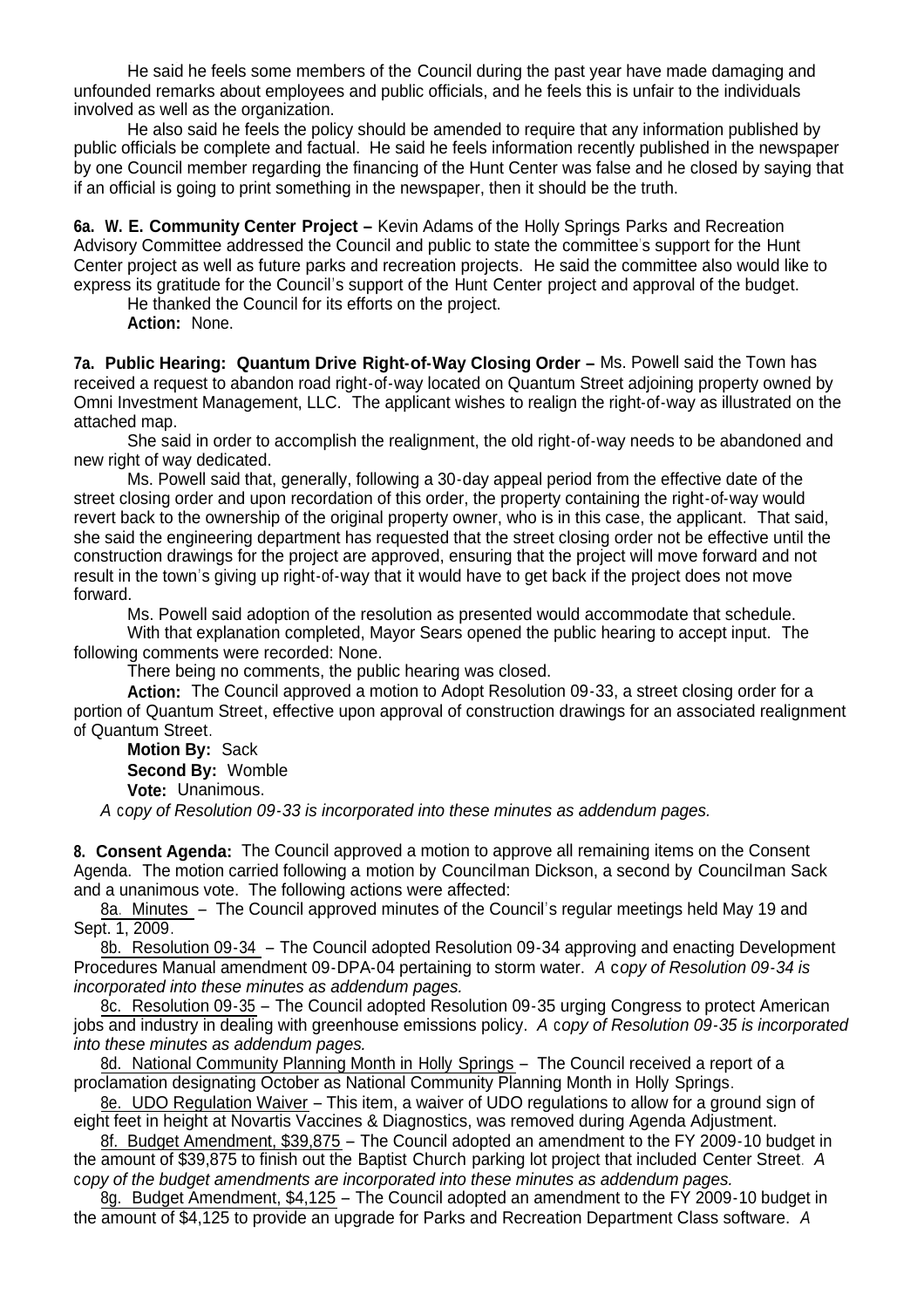He said he feels some members of the Council during the past year have made damaging and unfounded remarks about employees and public officials, and he feels this is unfair to the individuals involved as well as the organization.

He also said he feels the policy should be amended to require that any information published by public officials be complete and factual. He said he feels information recently published in the newspaper by one Council member regarding the financing of the Hunt Center was false and he closed by saying that if an official is going to print something in the newspaper, then it should be the truth.

**6a. W. E. Community Center Project –** Kevin Adams of the Holly Springs Parks and Recreation Advisory Committee addressed the Council and public to state the committee's support for the Hunt Center project as well as future parks and recreation projects. He said the committee also would like to express its gratitude for the Council's support of the Hunt Center project and approval of the budget.

He thanked the Council for its efforts on the project.

**Action:** None.

**7a. Public Hearing: Quantum Drive Right-of-Way Closing Order –** Ms. Powell said the Town has received a request to abandon road right-of-way located on Quantum Street adjoining property owned by Omni Investment Management, LLC. The applicant wishes to realign the right-of-way as illustrated on the attached map.

She said in order to accomplish the realignment, the old right-of-way needs to be abandoned and new right of way dedicated.

Ms. Powell said that, generally, following a 30-day appeal period from the effective date of the street closing order and upon recordation of this order, the property containing the right-of-way would revert back to the ownership of the original property owner, who is in this case, the applicant. That said, she said the engineering department has requested that the street closing order not be effective until the construction drawings for the project are approved, ensuring that the project will move forward and not result in the town's giving up right-of-way that it would have to get back if the project does not move forward.

Ms. Powell said adoption of the resolution as presented would accommodate that schedule.

With that explanation completed, Mayor Sears opened the public hearing to accept input. The following comments were recorded: None.

There being no comments, the public hearing was closed.

**Action:** The Council approved a motion to Adopt Resolution 09-33, a street closing order for a portion of Quantum Street, effective upon approval of construction drawings for an associated realignment of Quantum Street.

**Motion By:** Sack
**Second By:** Womble
**Vote:** Unanimous.

*A copy of Resolution 09-33 is incorporated into these minutes as addendum pages.*

**8. Consent Agenda:** The Council approved a motion to approve all remaining items on the Consent Agenda. The motion carried following a motion by Councilman Dickson, a second by Councilman Sack and a unanimous vote. The following actions were affected:

8a. Minutes – The Council approved minutes of the Council's regular meetings held May 19 and Sept. 1, 2009.

8b. Resolution 09-34 – The Council adopted Resolution 09-34 approving and enacting Development Procedures Manual amendment 09-DPA-04 pertaining to storm water. *A copy of Resolution 09-34 is incorporated into these minutes as addendum pages.*

8c. Resolution 09-35 – The Council adopted Resolution 09-35 urging Congress to protect American jobs and industry in dealing with greenhouse emissions policy. *A copy of Resolution 09-35 is incorporated into these minutes as addendum pages.*

8d. National Community Planning Month in Holly Springs – The Council received a report of a proclamation designating October as National Community Planning Month in Holly Springs.

8e. UDO Regulation Waiver – This item, a waiver of UDO regulations to allow for a ground sign of eight feet in height at Novartis Vaccines & Diagnostics, was removed during Agenda Adjustment.

8f. Budget Amendment, $39,875 – The Council adopted an amendment to the FY 2009-10 budget in the amount of $39,875 to finish out the Baptist Church parking lot project that included Center Street. *A copy of the budget amendments are incorporated into these minutes as addendum pages.*

8g. Budget Amendment, $4,125 – The Council adopted an amendment to the FY 2009-10 budget in the amount of $4,125 to provide an upgrade for Parks and Recreation Department Class software. *A*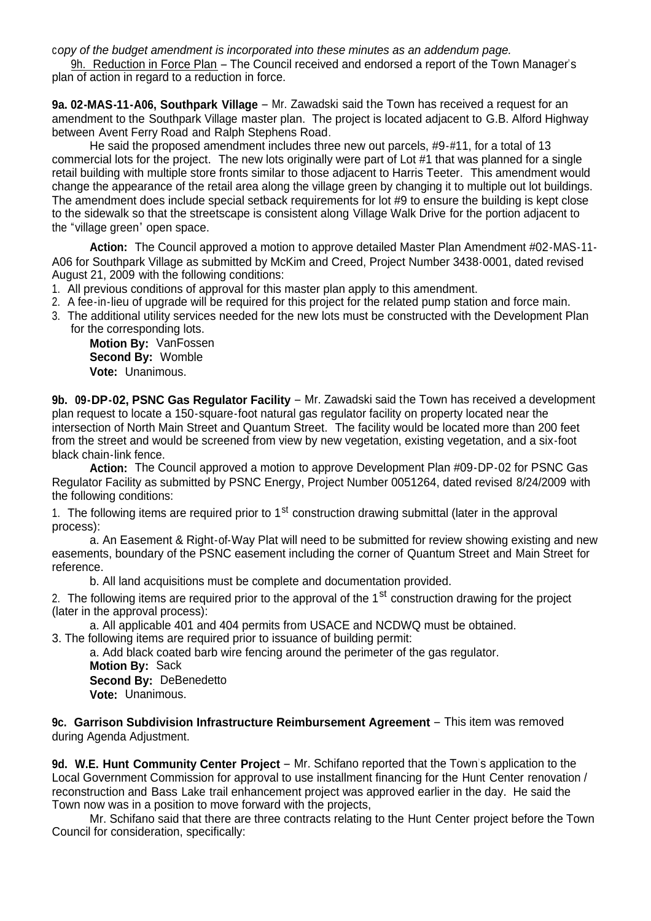*copy of the budget amendment is incorporated into these minutes as an addendum page.*

9h. Reduction in Force Plan – The Council received and endorsed a report of the Town Manager's plan of action in regard to a reduction in force.

**9a. 02-MAS-11-A06, Southpark Village** – Mr. Zawadski said the Town has received a request for an amendment to the Southpark Village master plan. The project is located adjacent to G.B. Alford Highway between Avent Ferry Road and Ralph Stephens Road.

He said the proposed amendment includes three new out parcels, #9-#11, for a total of 13 commercial lots for the project. The new lots originally were part of Lot #1 that was planned for a single retail building with multiple store fronts similar to those adjacent to Harris Teeter. This amendment would change the appearance of the retail area along the village green by changing it to multiple out lot buildings. The amendment does include special setback requirements for lot #9 to ensure the building is kept close to the sidewalk so that the streetscape is consistent along Village Walk Drive for the portion adjacent to the "village green" open space.

**Action:** The Council approved a motion to approve detailed Master Plan Amendment #02-MAS-11-A06 for Southpark Village as submitted by McKim and Creed, Project Number 3438-0001, dated revised August 21, 2009 with the following conditions:

1. All previous conditions of approval for this master plan apply to this amendment.
2. A fee-in-lieu of upgrade will be required for this project for the related pump station and force main.
3. The additional utility services needed for the new lots must be constructed with the Development Plan for the corresponding lots.

**Motion By:** VanFossen
**Second By:** Womble
**Vote:** Unanimous.

**9b. 09-DP-02, PSNC Gas Regulator Facility** – Mr. Zawadski said the Town has received a development plan request to locate a 150-square-foot natural gas regulator facility on property located near the intersection of North Main Street and Quantum Street. The facility would be located more than 200 feet from the street and would be screened from view by new vegetation, existing vegetation, and a six-foot black chain-link fence.

**Action:** The Council approved a motion to approve Development Plan #09-DP-02 for PSNC Gas Regulator Facility as submitted by PSNC Energy, Project Number 0051264, dated revised 8/24/2009 with the following conditions:

1. The following items are required prior to 1st construction drawing submittal (later in the approval process):

a. An Easement & Right-of-Way Plat will need to be submitted for review showing existing and new easements, boundary of the PSNC easement including the corner of Quantum Street and Main Street for reference.

b. All land acquisitions must be complete and documentation provided.

2. The following items are required prior to the approval of the 1st construction drawing for the project (later in the approval process):

a. All applicable 401 and 404 permits from USACE and NCDWQ must be obtained.

3. The following items are required prior to issuance of building permit:

a. Add black coated barb wire fencing around the perimeter of the gas regulator.

**Motion By:** Sack
**Second By:** DeBenedetto
**Vote:** Unanimous.

**9c. Garrison Subdivision Infrastructure Reimbursement Agreement** – This item was removed during Agenda Adjustment.

**9d. W.E. Hunt Community Center Project** – Mr. Schifano reported that the Town's application to the Local Government Commission for approval to use installment financing for the Hunt Center renovation / reconstruction and Bass Lake trail enhancement project was approved earlier in the day. He said the Town now was in a position to move forward with the projects,

Mr. Schifano said that there are three contracts relating to the Hunt Center project before the Town Council for consideration, specifically: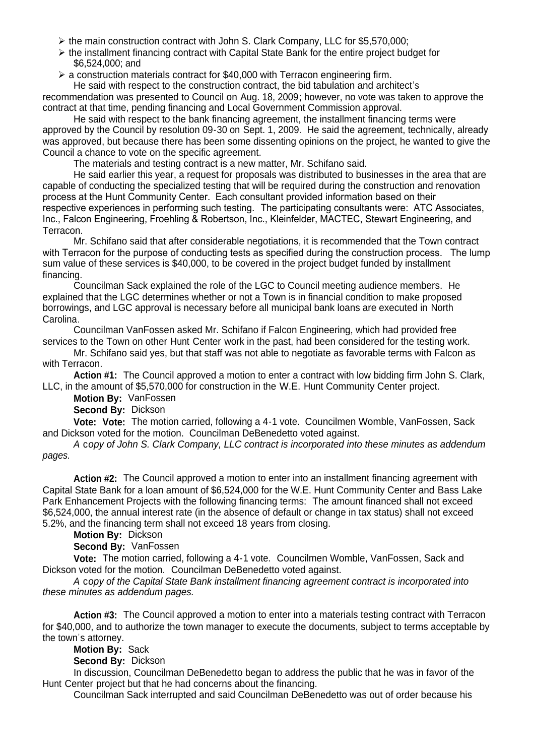- the main construction contract with John S. Clark Company, LLC for $5,570,000;
- the installment financing contract with Capital State Bank for the entire project budget for $6,524,000; and
- a construction materials contract for $40,000 with Terracon engineering firm.

He said with respect to the construction contract, the bid tabulation and architect's recommendation was presented to Council on Aug. 18, 2009; however, no vote was taken to approve the contract at that time, pending financing and Local Government Commission approval.

He said with respect to the bank financing agreement, the installment financing terms were approved by the Council by resolution 09-30 on Sept. 1, 2009. He said the agreement, technically, already was approved, but because there has been some dissenting opinions on the project, he wanted to give the Council a chance to vote on the specific agreement.

The materials and testing contract is a new matter, Mr. Schifano said.

He said earlier this year, a request for proposals was distributed to businesses in the area that are capable of conducting the specialized testing that will be required during the construction and renovation process at the Hunt Community Center. Each consultant provided information based on their respective experiences in performing such testing. The participating consultants were: ATC Associates, Inc., Falcon Engineering, Froehling & Robertson, Inc., Kleinfelder, MACTEC, Stewart Engineering, and Terracon.

Mr. Schifano said that after considerable negotiations, it is recommended that the Town contract with Terracon for the purpose of conducting tests as specified during the construction process. The lump sum value of these services is $40,000, to be covered in the project budget funded by installment financing.

Councilman Sack explained the role of the LGC to Council meeting audience members. He explained that the LGC determines whether or not a Town is in financial condition to make proposed borrowings, and LGC approval is necessary before all municipal bank loans are executed in North Carolina.

Councilman VanFossen asked Mr. Schifano if Falcon Engineering, which had provided free services to the Town on other Hunt Center work in the past, had been considered for the testing work.

Mr. Schifano said yes, but that staff was not able to negotiate as favorable terms with Falcon as with Terracon.

**Action #1:** The Council approved a motion to enter a contract with low bidding firm John S. Clark, LLC, in the amount of $5,570,000 for construction in the W.E. Hunt Community Center project.

**Motion By:** VanFossen

**Second By:** Dickson

**Vote: Vote:** The motion carried, following a 4-1 vote. Councilmen Womble, VanFossen, Sack and Dickson voted for the motion. Councilman DeBenedetto voted against.

*A copy of John S. Clark Company, LLC contract is incorporated into these minutes as addendum pages.*

**Action #2:** The Council approved a motion to enter into an installment financing agreement with Capital State Bank for a loan amount of $6,524,000 for the W.E. Hunt Community Center and Bass Lake Park Enhancement Projects with the following financing terms: The amount financed shall not exceed $6,524,000, the annual interest rate (in the absence of default or change in tax status) shall not exceed 5.2%, and the financing term shall not exceed 18 years from closing.

**Motion By:** Dickson

**Second By:** VanFossen

**Vote:** The motion carried, following a 4-1 vote. Councilmen Womble, VanFossen, Sack and Dickson voted for the motion. Councilman DeBenedetto voted against.

*A copy of the Capital State Bank installment financing agreement contract is incorporated into these minutes as addendum pages.*

**Action #3:** The Council approved a motion to enter into a materials testing contract with Terracon for $40,000, and to authorize the town manager to execute the documents, subject to terms acceptable by the town's attorney.

**Motion By:** Sack

**Second By:** Dickson

In discussion, Councilman DeBenedetto began to address the public that he was in favor of the Hunt Center project but that he had concerns about the financing.

Councilman Sack interrupted and said Councilman DeBenedetto was out of order because his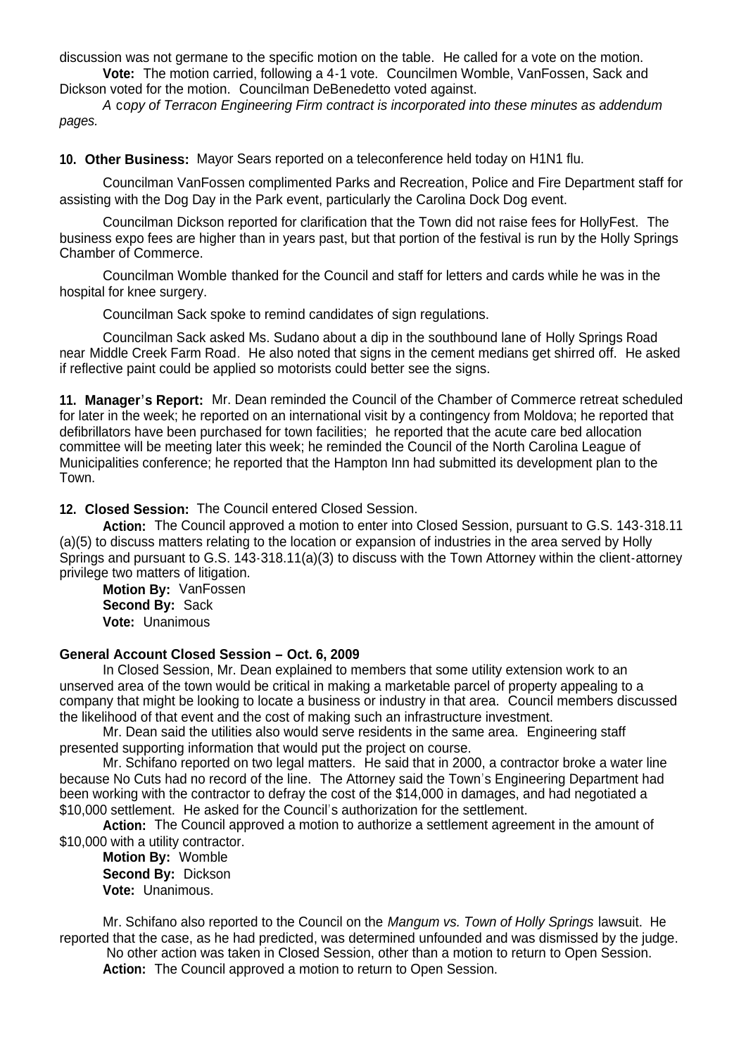discussion was not germane to the specific motion on the table. He called for a vote on the motion.

**Vote:** The motion carried, following a 4-1 vote. Councilmen Womble, VanFossen, Sack and Dickson voted for the motion. Councilman DeBenedetto voted against.

*A copy of Terracon Engineering Firm contract is incorporated into these minutes as addendum pages.*

**10. Other Business:** Mayor Sears reported on a teleconference held today on H1N1 flu.

Councilman VanFossen complimented Parks and Recreation, Police and Fire Department staff for assisting with the Dog Day in the Park event, particularly the Carolina Dock Dog event.

Councilman Dickson reported for clarification that the Town did not raise fees for HollyFest. The business expo fees are higher than in years past, but that portion of the festival is run by the Holly Springs Chamber of Commerce.

Councilman Womble thanked for the Council and staff for letters and cards while he was in the hospital for knee surgery.

Councilman Sack spoke to remind candidates of sign regulations.

Councilman Sack asked Ms. Sudano about a dip in the southbound lane of Holly Springs Road near Middle Creek Farm Road. He also noted that signs in the cement medians get shirred off. He asked if reflective paint could be applied so motorists could better see the signs.

**11. Manager's Report:** Mr. Dean reminded the Council of the Chamber of Commerce retreat scheduled for later in the week; he reported on an international visit by a contingency from Moldova; he reported that defibrillators have been purchased for town facilities; he reported that the acute care bed allocation committee will be meeting later this week; he reminded the Council of the North Carolina League of Municipalities conference; he reported that the Hampton Inn had submitted its development plan to the Town.

**12. Closed Session:** The Council entered Closed Session.

**Action:** The Council approved a motion to enter into Closed Session, pursuant to G.S. 143-318.11 (a)(5) to discuss matters relating to the location or expansion of industries in the area served by Holly Springs and pursuant to G.S. 143-318.11(a)(3) to discuss with the Town Attorney within the client-attorney privilege two matters of litigation.

**Motion By:** VanFossen
**Second By:** Sack
**Vote:** Unanimous

**General Account Closed Session – Oct. 6, 2009**

In Closed Session, Mr. Dean explained to members that some utility extension work to an unserved area of the town would be critical in making a marketable parcel of property appealing to a company that might be looking to locate a business or industry in that area. Council members discussed the likelihood of that event and the cost of making such an infrastructure investment.

Mr. Dean said the utilities also would serve residents in the same area. Engineering staff presented supporting information that would put the project on course.

Mr. Schifano reported on two legal matters. He said that in 2000, a contractor broke a water line because No Cuts had no record of the line. The Attorney said the Town's Engineering Department had been working with the contractor to defray the cost of the $14,000 in damages, and had negotiated a $10,000 settlement. He asked for the Council's authorization for the settlement.

**Action:** The Council approved a motion to authorize a settlement agreement in the amount of $10,000 with a utility contractor.

**Motion By:** Womble
**Second By:** Dickson
**Vote:** Unanimous.

Mr. Schifano also reported to the Council on the *Mangum vs. Town of Holly Springs* lawsuit. He reported that the case, as he had predicted, was determined unfounded and was dismissed by the judge.

No other action was taken in Closed Session, other than a motion to return to Open Session.

**Action:** The Council approved a motion to return to Open Session.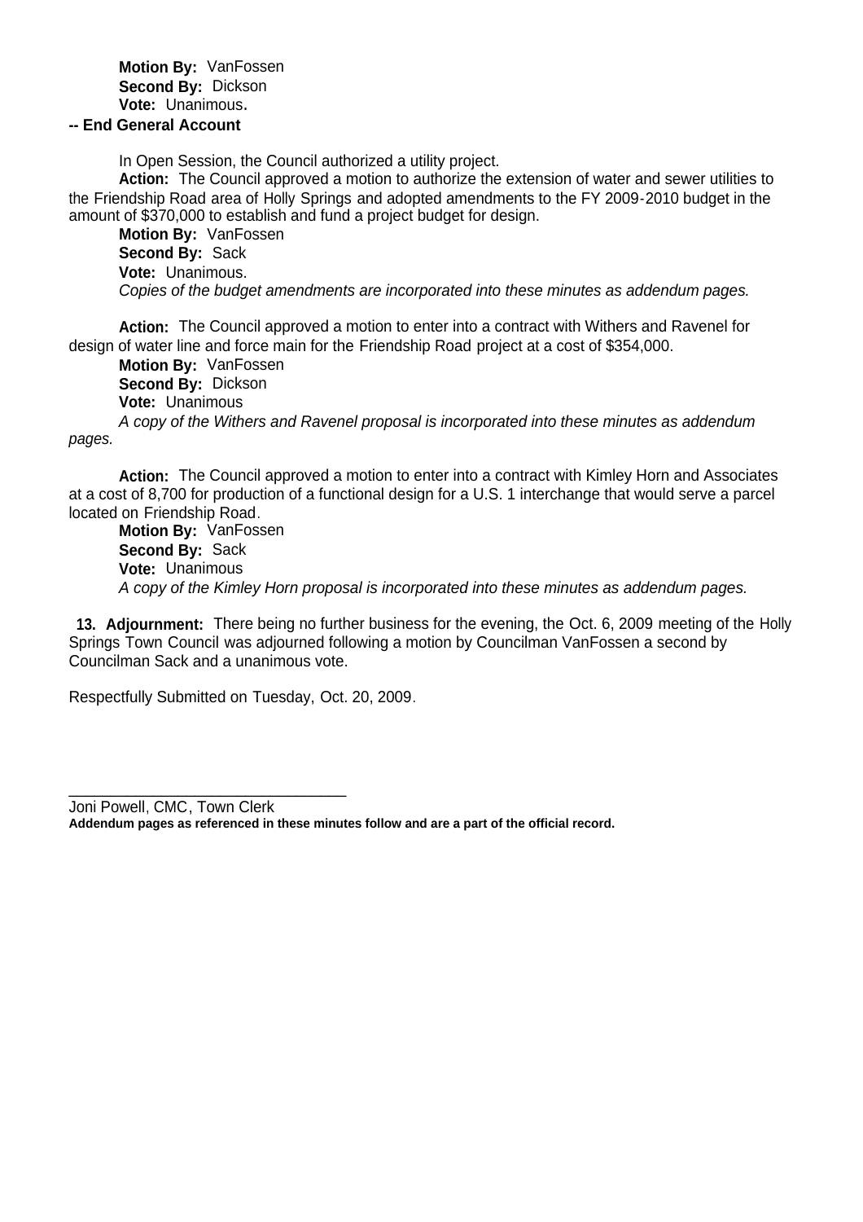**Motion By:** VanFossen
**Second By:** Dickson
**Vote:** Unanimous.

**-- End General Account**

In Open Session, the Council authorized a utility project.

**Action:** The Council approved a motion to authorize the extension of water and sewer utilities to the Friendship Road area of Holly Springs and adopted amendments to the FY 2009-2010 budget in the amount of $370,000 to establish and fund a project budget for design.

**Motion By:** VanFossen
**Second By:** Sack
**Vote:** Unanimous.
*Copies of the budget amendments are incorporated into these minutes as addendum pages.*

**Action:** The Council approved a motion to enter into a contract with Withers and Ravenel for design of water line and force main for the Friendship Road project at a cost of $354,000.

**Motion By:** VanFossen
**Second By:** Dickson
**Vote:** Unanimous
*A copy of the Withers and Ravenel proposal is incorporated into these minutes as addendum pages.*

**Action:** The Council approved a motion to enter into a contract with Kimley Horn and Associates at a cost of 8,700 for production of a functional design for a U.S. 1 interchange that would serve a parcel located on Friendship Road.

**Motion By:** VanFossen
**Second By:** Sack
**Vote:** Unanimous
*A copy of the Kimley Horn proposal is incorporated into these minutes as addendum pages.*

**13. Adjournment:** There being no further business for the evening, the Oct. 6, 2009 meeting of the Holly Springs Town Council was adjourned following a motion by Councilman VanFossen a second by Councilman Sack and a unanimous vote.

Respectfully Submitted on Tuesday, Oct. 20, 2009.

\_\_\_\_\_\_\_\_\_\_\_\_\_\_\_\_\_\_\_\_\_\_\_\_\_\_\_\_\_\_\_\_
Joni Powell, CMC, Town Clerk

**Addendum pages as referenced in these minutes follow and are a part of the official record.**